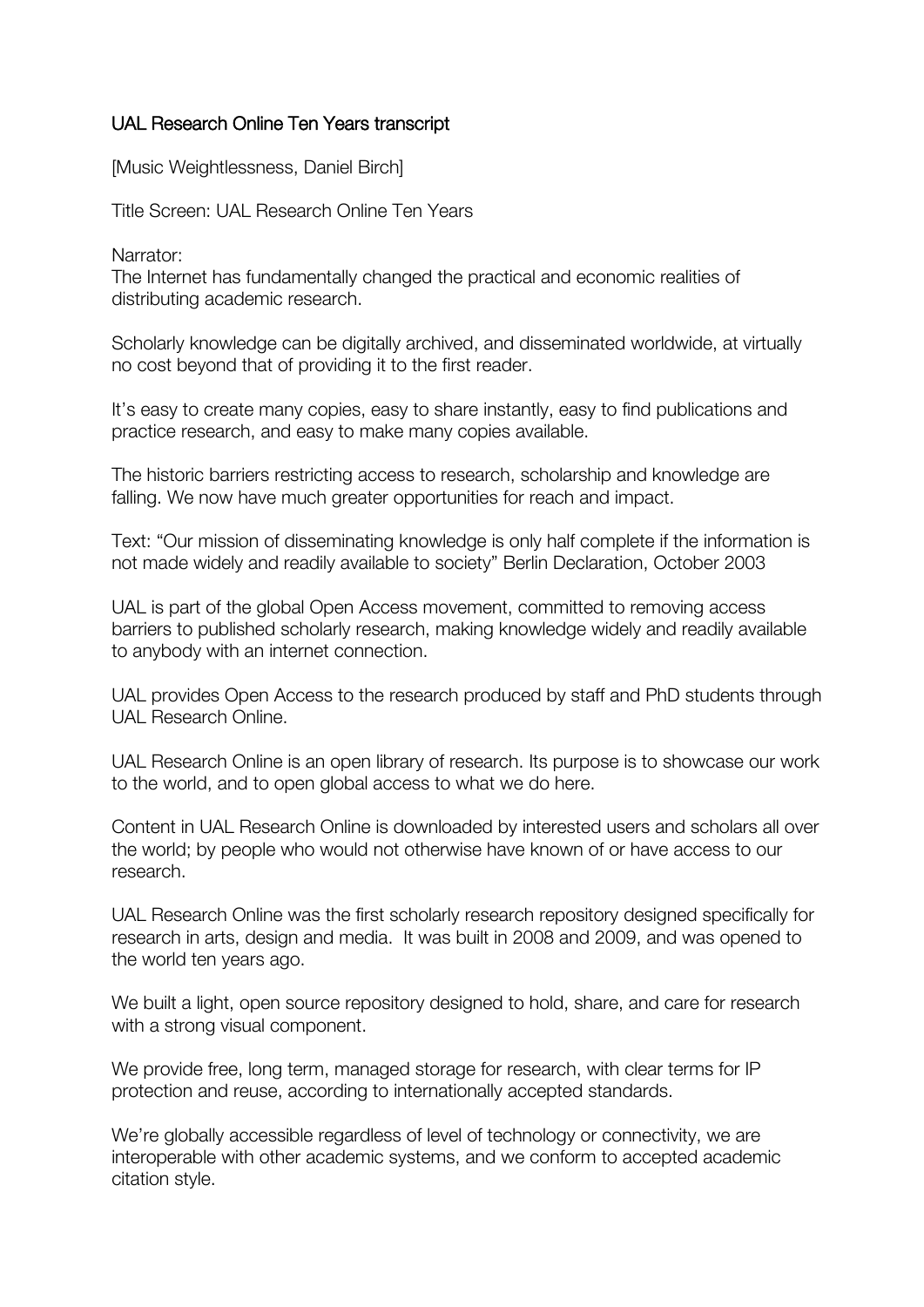# UAL Research Online Ten Years transcript

[Music Weightlessness, Daniel Birch]

Title Screen: UAL Research Online Ten Years

Narrator:
The Internet has fundamentally changed the practical and economic realities of distributing academic research.

Scholarly knowledge can be digitally archived, and disseminated worldwide, at virtually no cost beyond that of providing it to the first reader.

It's easy to create many copies, easy to share instantly, easy to find publications and practice research, and easy to make many copies available.

The historic barriers restricting access to research, scholarship and knowledge are falling. We now have much greater opportunities for reach and impact.

Text: "Our mission of disseminating knowledge is only half complete if the information is not made widely and readily available to society" Berlin Declaration, October 2003

UAL is part of the global Open Access movement, committed to removing access barriers to published scholarly research, making knowledge widely and readily available to anybody with an internet connection.

UAL provides Open Access to the research produced by staff and PhD students through UAL Research Online.

UAL Research Online is an open library of research. Its purpose is to showcase our work to the world, and to open global access to what we do here.

Content in UAL Research Online is downloaded by interested users and scholars all over the world; by people who would not otherwise have known of or have access to our research.

UAL Research Online was the first scholarly research repository designed specifically for research in arts, design and media. It was built in 2008 and 2009, and was opened to the world ten years ago.

We built a light, open source repository designed to hold, share, and care for research with a strong visual component.

We provide free, long term, managed storage for research, with clear terms for IP protection and reuse, according to internationally accepted standards.

We're globally accessible regardless of level of technology or connectivity, we are interoperable with other academic systems, and we conform to accepted academic citation style.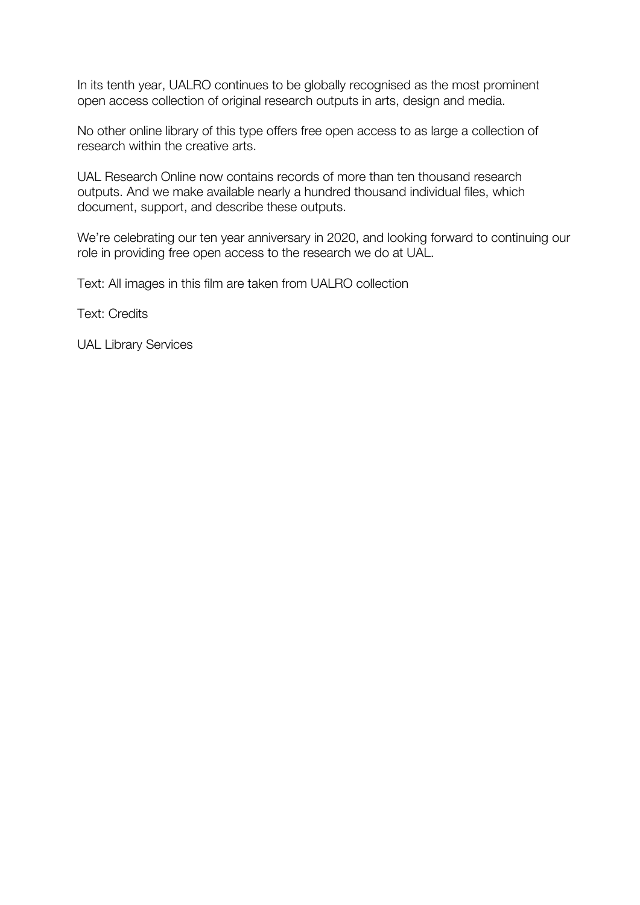In its tenth year, UALRO continues to be globally recognised as the most prominent open access collection of original research outputs in arts, design and media.

No other online library of this type offers free open access to as large a collection of research within the creative arts.

UAL Research Online now contains records of more than ten thousand research outputs. And we make available nearly a hundred thousand individual files, which document, support, and describe these outputs.

We're celebrating our ten year anniversary in 2020, and looking forward to continuing our role in providing free open access to the research we do at UAL.

Text: All images in this film are taken from UALRO collection

Text: Credits

UAL Library Services